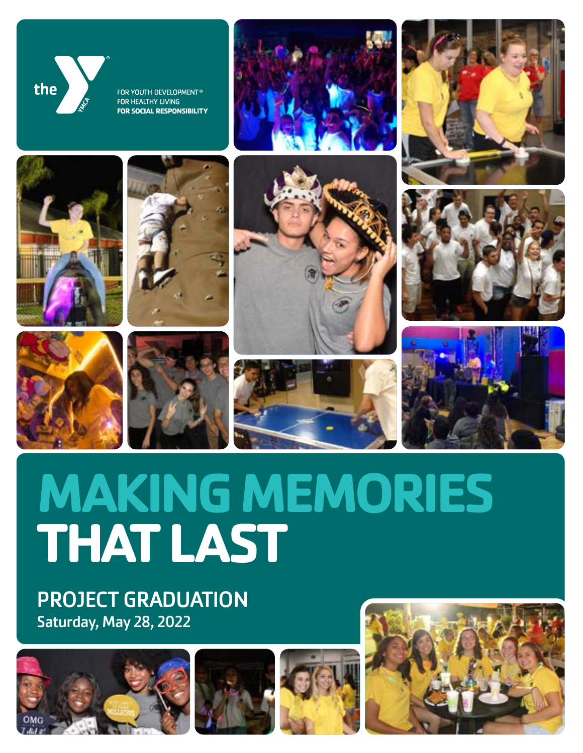the YMCA

FOR YOUTH DEVELOPMENT®
FOR HEALTHY LIVING
**FOR SOCIAL RESPONSIBILITY**

# MAKING MEMORIES THAT LAST

## PROJECT GRADUATION

Saturday, May 28, 2022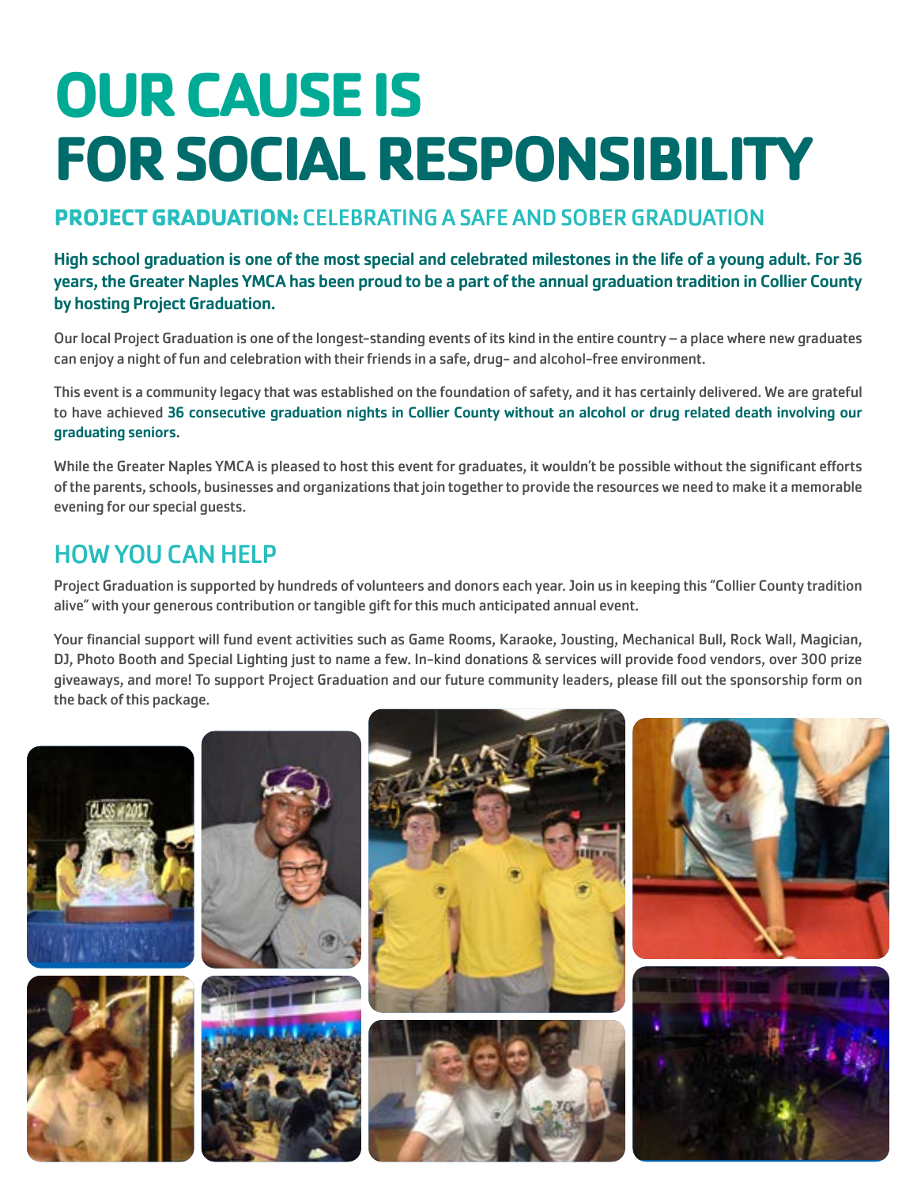# OUR CAUSE IS FOR SOCIAL RESPONSIBILITY

## PROJECT GRADUATION: CELEBRATING A SAFE AND SOBER GRADUATION

**High school graduation is one of the most special and celebrated milestones in the life of a young adult. For 36 years, the Greater Naples YMCA has been proud to be a part of the annual graduation tradition in Collier County by hosting Project Graduation.**

Our local Project Graduation is one of the longest-standing events of its kind in the entire country – a place where new graduates can enjoy a night of fun and celebration with their friends in a safe, drug- and alcohol-free environment.

This event is a community legacy that was established on the foundation of safety, and it has certainly delivered. We are grateful to have achieved **36 consecutive graduation nights in Collier County without an alcohol or drug related death involving our graduating seniors.**

While the Greater Naples YMCA is pleased to host this event for graduates, it wouldn't be possible without the significant efforts of the parents, schools, businesses and organizations that join together to provide the resources we need to make it a memorable evening for our special guests.

## HOW YOU CAN HELP

Project Graduation is supported by hundreds of volunteers and donors each year. Join us in keeping this "Collier County tradition alive" with your generous contribution or tangible gift for this much anticipated annual event.

Your financial support will fund event activities such as Game Rooms, Karaoke, Jousting, Mechanical Bull, Rock Wall, Magician, DJ, Photo Booth and Special Lighting just to name a few. In-kind donations & services will provide food vendors, over 300 prize giveaways, and more! To support Project Graduation and our future community leaders, please fill out the sponsorship form on the back of this package.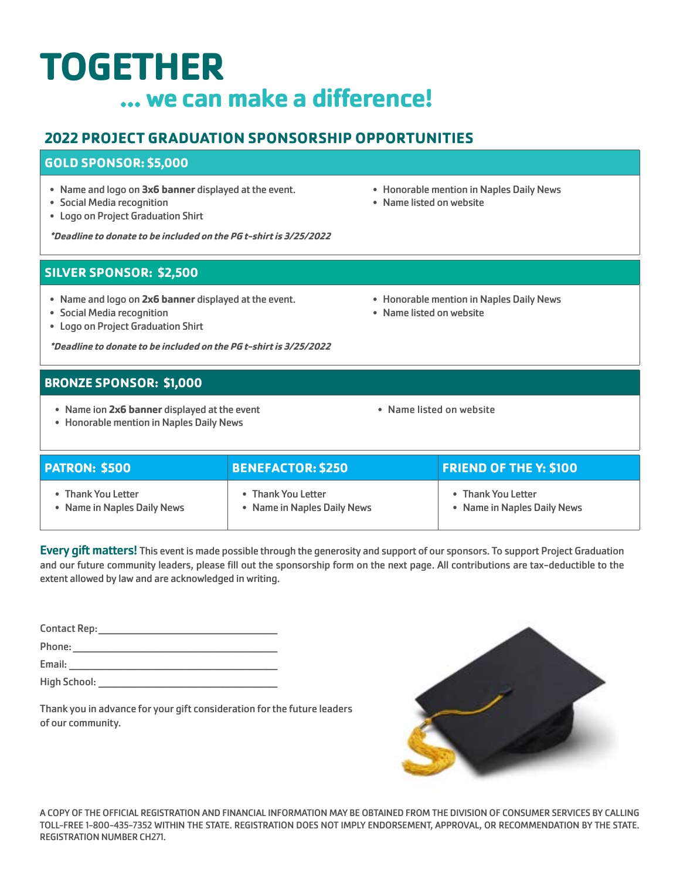# TOGETHER

## ... we can make a difference!

### 2022 PROJECT GRADUATION SPONSORSHIP OPPORTUNITIES

#### GOLD SPONSOR: $5,000

- Name and logo on **3x6 banner** displayed at the event.
- Social Media recognition
- Logo on Project Graduation Shirt
- Honorable mention in Naples Daily News
- Name listed on website

***Deadline to donate to be included on the PG t-shirt is 3/25/2022***

#### SILVER SPONSOR: $2,500

- Name and logo on **2x6 banner** displayed at the event.
- Social Media recognition
- Logo on Project Graduation Shirt
- Honorable mention in Naples Daily News
- Name listed on website

***Deadline to donate to be included on the PG t-shirt is 3/25/2022***

#### BRONZE SPONSOR: $1,000

- Name ion **2x6 banner** displayed at the event
- Honorable mention in Naples Daily News
- Name listed on website

| PATRON: $500 | BENEFACTOR: $250 | FRIEND OF THE Y: $100 |
|---|---|---|
| • Thank You Letter<br>• Name in Naples Daily News | • Thank You Letter<br>• Name in Naples Daily News | • Thank You Letter<br>• Name in Naples Daily News |

**Every gift matters!** This event is made possible through the generosity and support of our sponsors. To support Project Graduation and our future community leaders, please fill out the sponsorship form on the next page. All contributions are tax-deductible to the extent allowed by law and are acknowledged in writing.

Contact Rep: ______________________________

Phone: ______________________________

Email: ______________________________

High School: ______________________________

Thank you in advance for your gift consideration for the future leaders of our community.

A COPY OF THE OFFICIAL REGISTRATION AND FINANCIAL INFORMATION MAY BE OBTAINED FROM THE DIVISION OF CONSUMER SERVICES BY CALLING TOLL-FREE 1-800-435-7352 WITHIN THE STATE. REGISTRATION DOES NOT IMPLY ENDORSEMENT, APPROVAL, OR RECOMMENDATION BY THE STATE. REGISTRATION NUMBER CH271.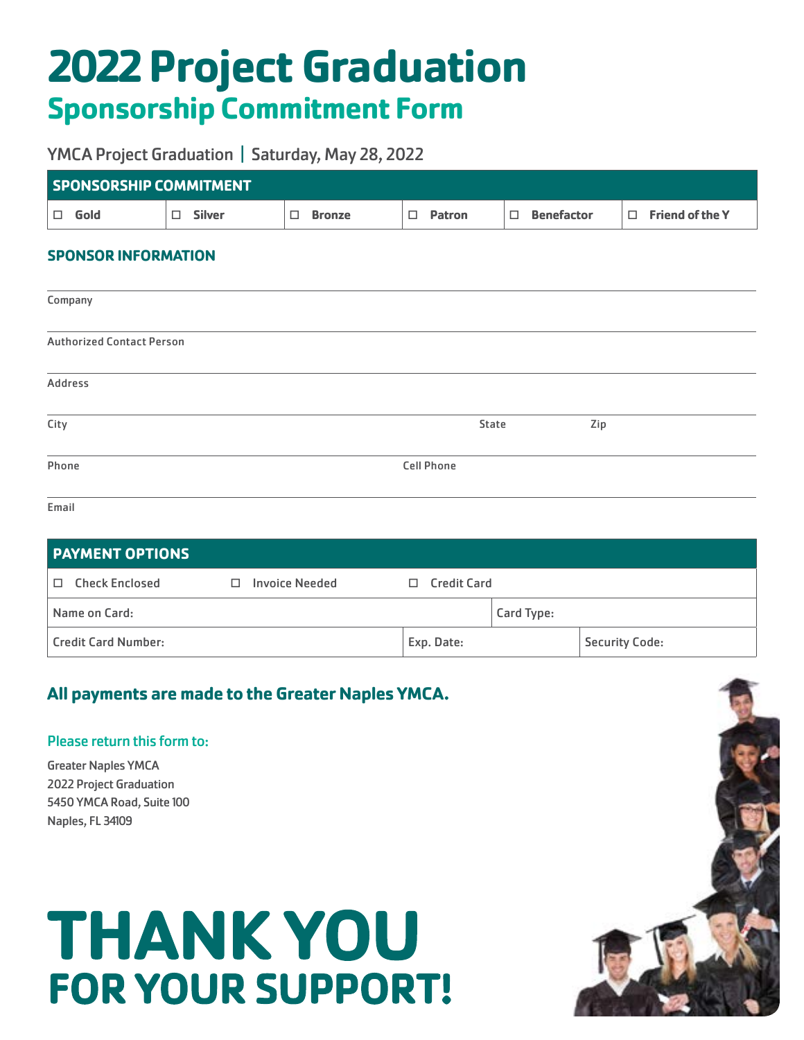# 2022 Project Graduation

## Sponsorship Commitment Form

YMCA Project Graduation | Saturday, May 28, 2022

| SPONSORSHIP COMMITMENT | | | | | |
|---|---|---|---|---|---|
| ☐ Gold | ☐ Silver | ☐ Bronze | ☐ Patron | ☐ Benefactor | ☐ Friend of the Y |

### SPONSOR INFORMATION

Company

Authorized Contact Person

Address

City State Zip

Phone Cell Phone

Email

| PAYMENT OPTIONS | | |
|---|---|---|
| ☐ Check Enclosed | ☐ Invoice Needed | ☐ Credit Card |
| Name on Card: | | Card Type: |
| Credit Card Number: | Exp. Date: | Security Code: |

**All payments are made to the Greater Naples YMCA.**

Please return this form to:

Greater Naples YMCA
2022 Project Graduation
5450 YMCA Road, Suite 100
Naples, FL 34109

# THANK YOU
## FOR YOUR SUPPORT!